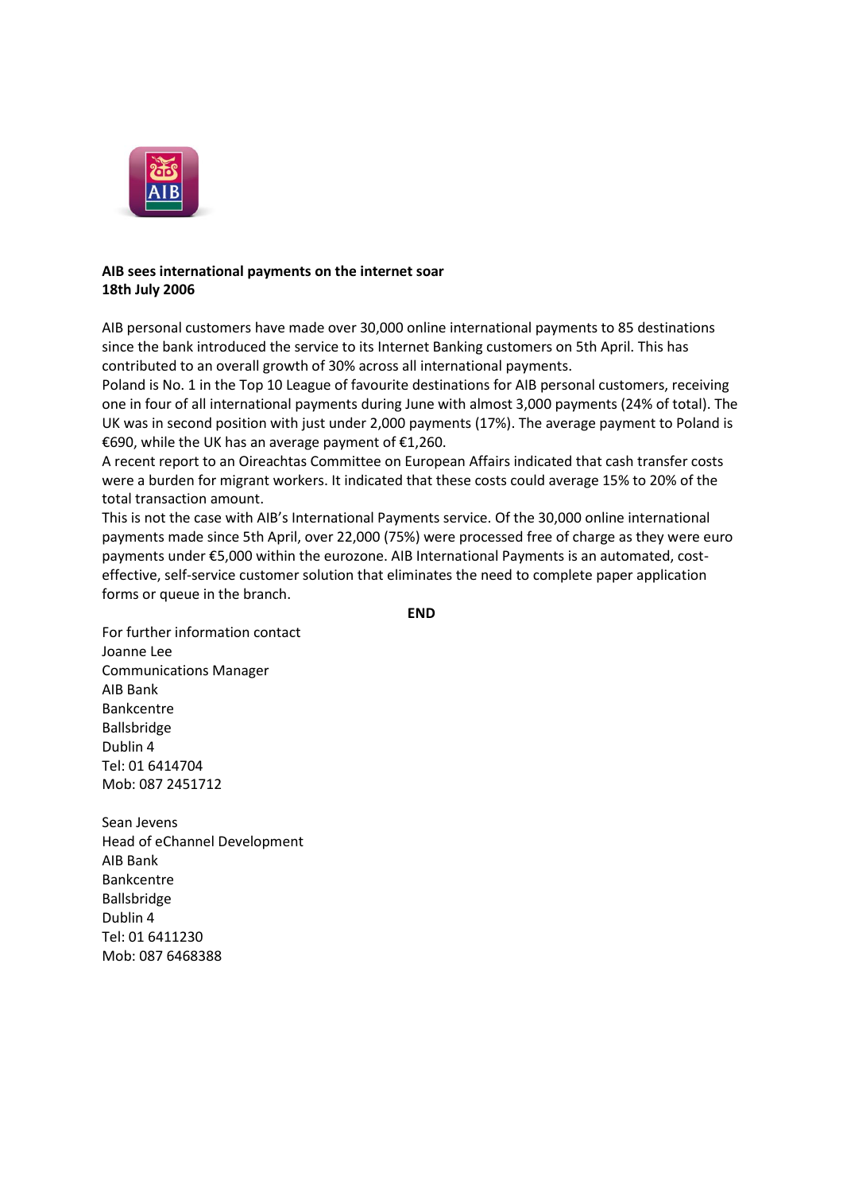**AIB sees international payments on the internet soar**
**18th July 2006**

AIB personal customers have made over 30,000 online international payments to 85 destinations since the bank introduced the service to its Internet Banking customers on 5th April. This has contributed to an overall growth of 30% across all international payments.

Poland is No. 1 in the Top 10 League of favourite destinations for AIB personal customers, receiving one in four of all international payments during June with almost 3,000 payments (24% of total). The UK was in second position with just under 2,000 payments (17%). The average payment to Poland is €690, while the UK has an average payment of €1,260.

A recent report to an Oireachtas Committee on European Affairs indicated that cash transfer costs were a burden for migrant workers. It indicated that these costs could average 15% to 20% of the total transaction amount.

This is not the case with AIB's International Payments service. Of the 30,000 online international payments made since 5th April, over 22,000 (75%) were processed free of charge as they were euro payments under €5,000 within the eurozone. AIB International Payments is an automated, cost-effective, self-service customer solution that eliminates the need to complete paper application forms or queue in the branch.

**END**

For further information contact
Joanne Lee
Communications Manager
AIB Bank
Bankcentre
Ballsbridge
Dublin 4
Tel: 01 6414704
Mob: 087 2451712

Sean Jevens
Head of eChannel Development
AIB Bank
Bankcentre
Ballsbridge
Dublin 4
Tel: 01 6411230
Mob: 087 6468388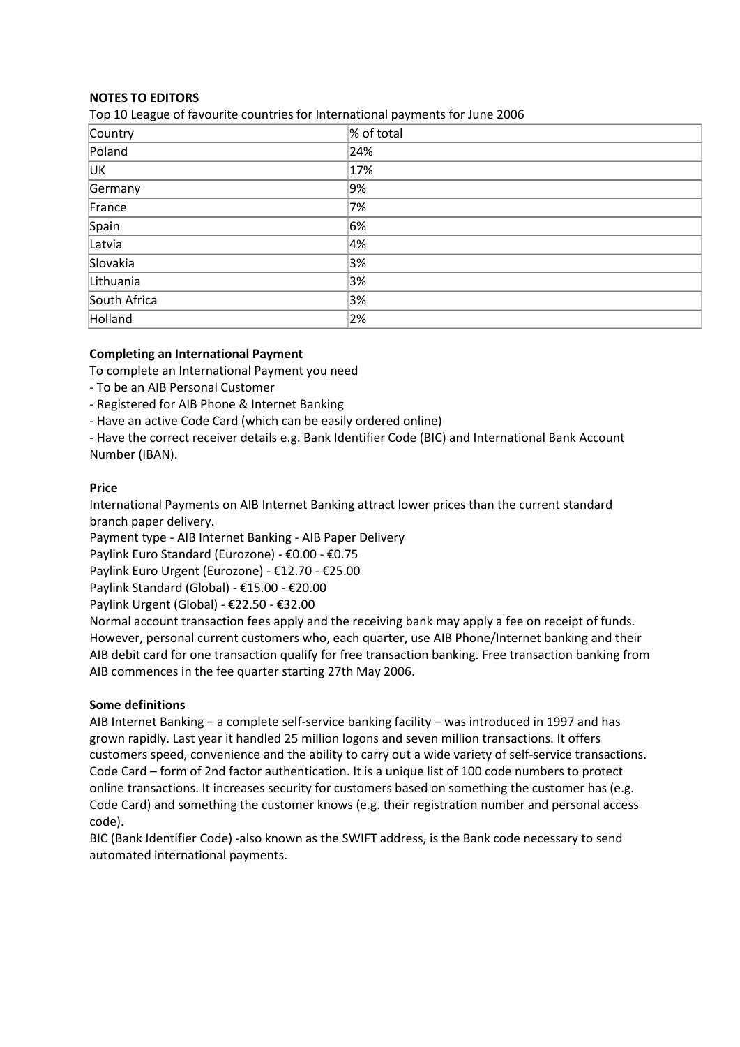**NOTES TO EDITORS**

Top 10 League of favourite countries for International payments for June 2006

| Country | % of total |
|---|---|
| Poland | 24% |
| UK | 17% |
| Germany | 9% |
| France | 7% |
| Spain | 6% |
| Latvia | 4% |
| Slovakia | 3% |
| Lithuania | 3% |
| South Africa | 3% |
| Holland | 2% |

**Completing an International Payment**

To complete an International Payment you need

- To be an AIB Personal Customer
- Registered for AIB Phone & Internet Banking
- Have an active Code Card (which can be easily ordered online)
- Have the correct receiver details e.g. Bank Identifier Code (BIC) and International Bank Account Number (IBAN).

**Price**

International Payments on AIB Internet Banking attract lower prices than the current standard branch paper delivery.

Payment type - AIB Internet Banking - AIB Paper Delivery

Paylink Euro Standard (Eurozone) - €0.00 - €0.75

Paylink Euro Urgent (Eurozone) - €12.70 - €25.00

Paylink Standard (Global) - €15.00 - €20.00

Paylink Urgent (Global) - €22.50 - €32.00

Normal account transaction fees apply and the receiving bank may apply a fee on receipt of funds. However, personal current customers who, each quarter, use AIB Phone/Internet banking and their AIB debit card for one transaction qualify for free transaction banking. Free transaction banking from AIB commences in the fee quarter starting 27th May 2006.

**Some definitions**

AIB Internet Banking – a complete self-service banking facility – was introduced in 1997 and has grown rapidly. Last year it handled 25 million logons and seven million transactions. It offers customers speed, convenience and the ability to carry out a wide variety of self-service transactions.

Code Card – form of 2nd factor authentication. It is a unique list of 100 code numbers to protect online transactions. It increases security for customers based on something the customer has (e.g. Code Card) and something the customer knows (e.g. their registration number and personal access code).

BIC (Bank Identifier Code) -also known as the SWIFT address, is the Bank code necessary to send automated international payments.